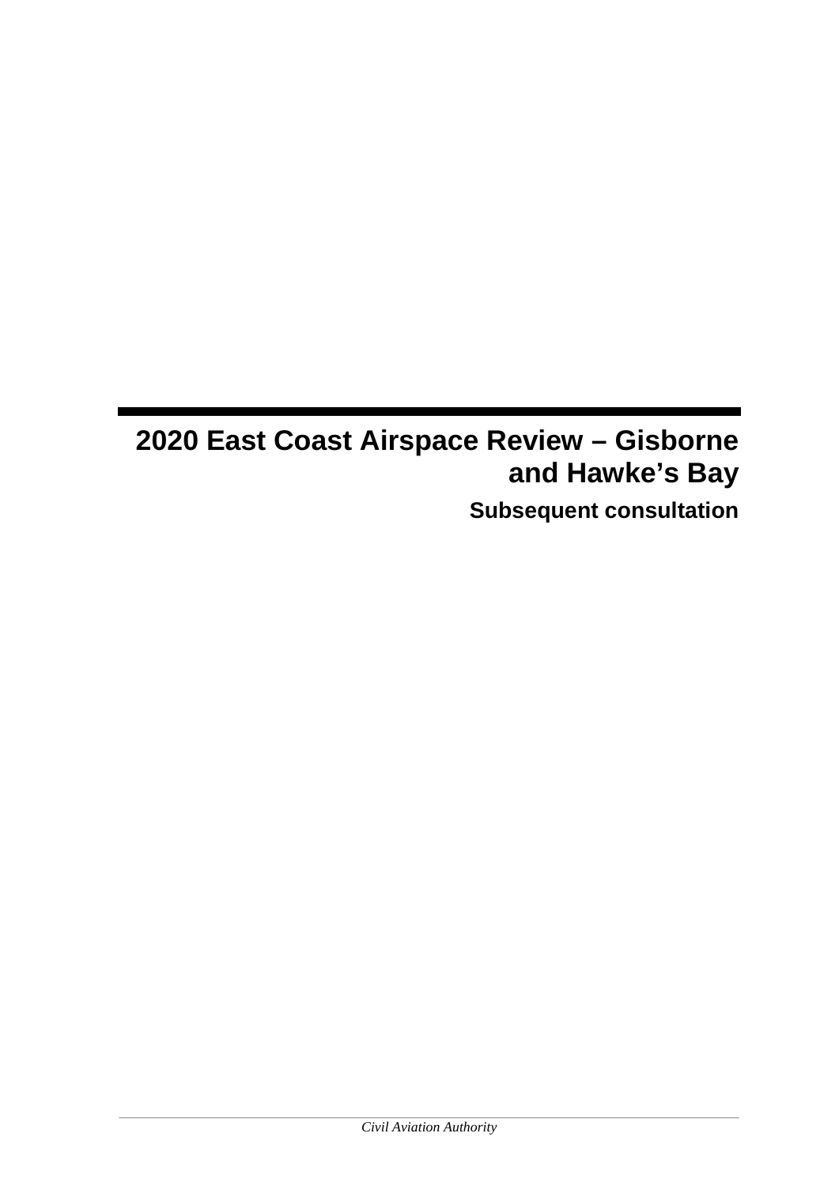# 2020 East Coast Airspace Review – Gisborne and Hawke's Bay

## Subsequent consultation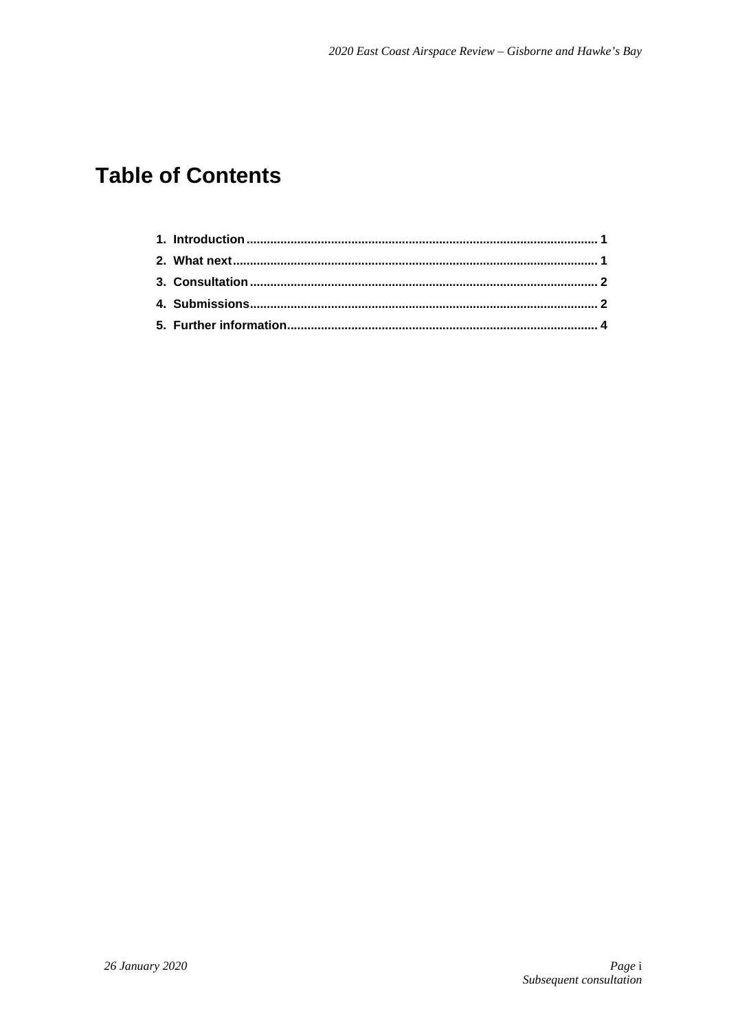# Table of Contents

1. Introduction ........................................................................................................ 1
2. What next ............................................................................................................ 1
3. Consultation ....................................................................................................... 2
4. Submissions ....................................................................................................... 2
5. Further information ............................................................................................ 4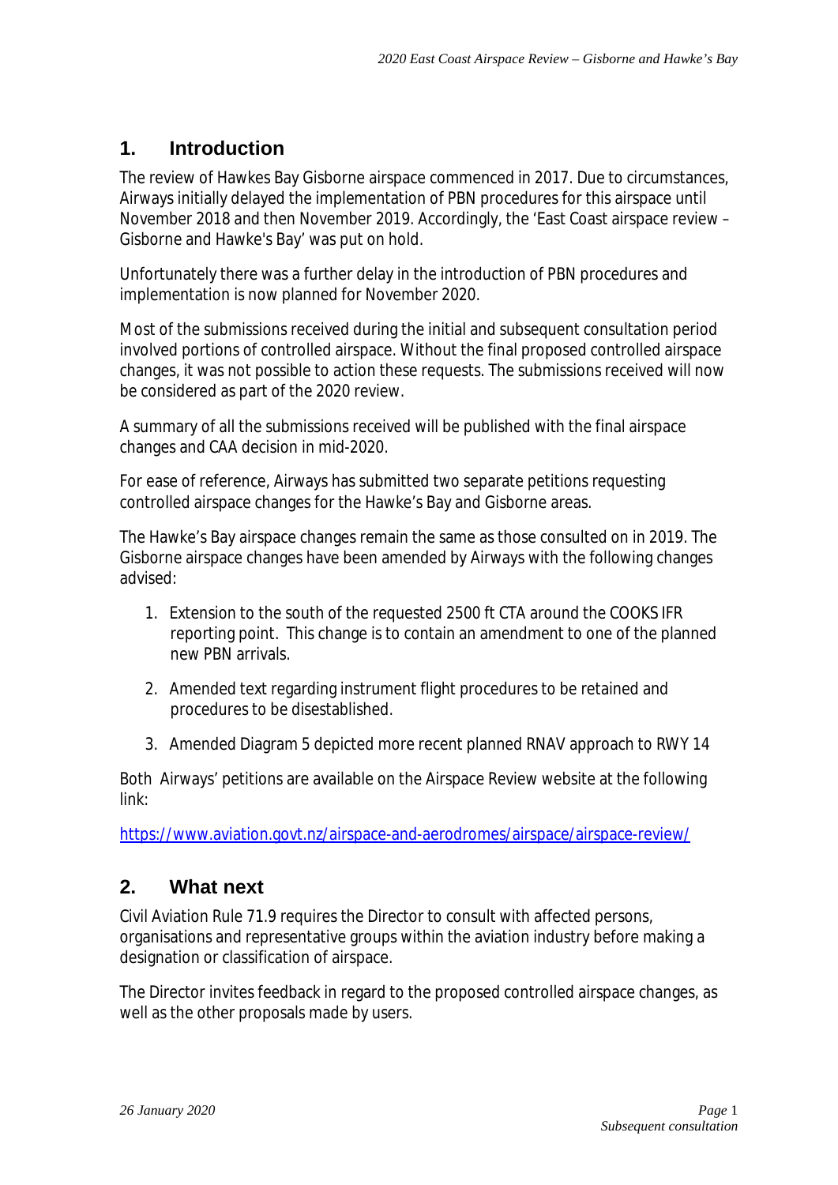## 1. Introduction

The review of Hawkes Bay Gisborne airspace commenced in 2017. Due to circumstances, Airways initially delayed the implementation of PBN procedures for this airspace until November 2018 and then November 2019. Accordingly, the 'East Coast airspace review – Gisborne and Hawke's Bay' was put on hold.

Unfortunately there was a further delay in the introduction of PBN procedures and implementation is now planned for November 2020.

Most of the submissions received during the initial and subsequent consultation period involved portions of controlled airspace. Without the final proposed controlled airspace changes, it was not possible to action these requests. The submissions received will now be considered as part of the 2020 review.

A summary of all the submissions received will be published with the final airspace changes and CAA decision in mid-2020.

For ease of reference, Airways has submitted two separate petitions requesting controlled airspace changes for the Hawke's Bay and Gisborne areas.

The Hawke's Bay airspace changes remain the same as those consulted on in 2019. The Gisborne airspace changes have been amended by Airways with the following changes advised:

1. Extension to the south of the requested 2500 ft CTA around the COOKS IFR reporting point. This change is to contain an amendment to one of the planned new PBN arrivals.
2. Amended text regarding instrument flight procedures to be retained and procedures to be disestablished.
3. Amended Diagram 5 depicted more recent planned RNAV approach to RWY 14

Both Airways' petitions are available on the Airspace Review website at the following link:

https://www.aviation.govt.nz/airspace-and-aerodromes/airspace/airspace-review/

## 2. What next

Civil Aviation Rule 71.9 requires the Director to consult with affected persons, organisations and representative groups within the aviation industry before making a designation or classification of airspace.

The Director invites feedback in regard to the proposed controlled airspace changes, as well as the other proposals made by users.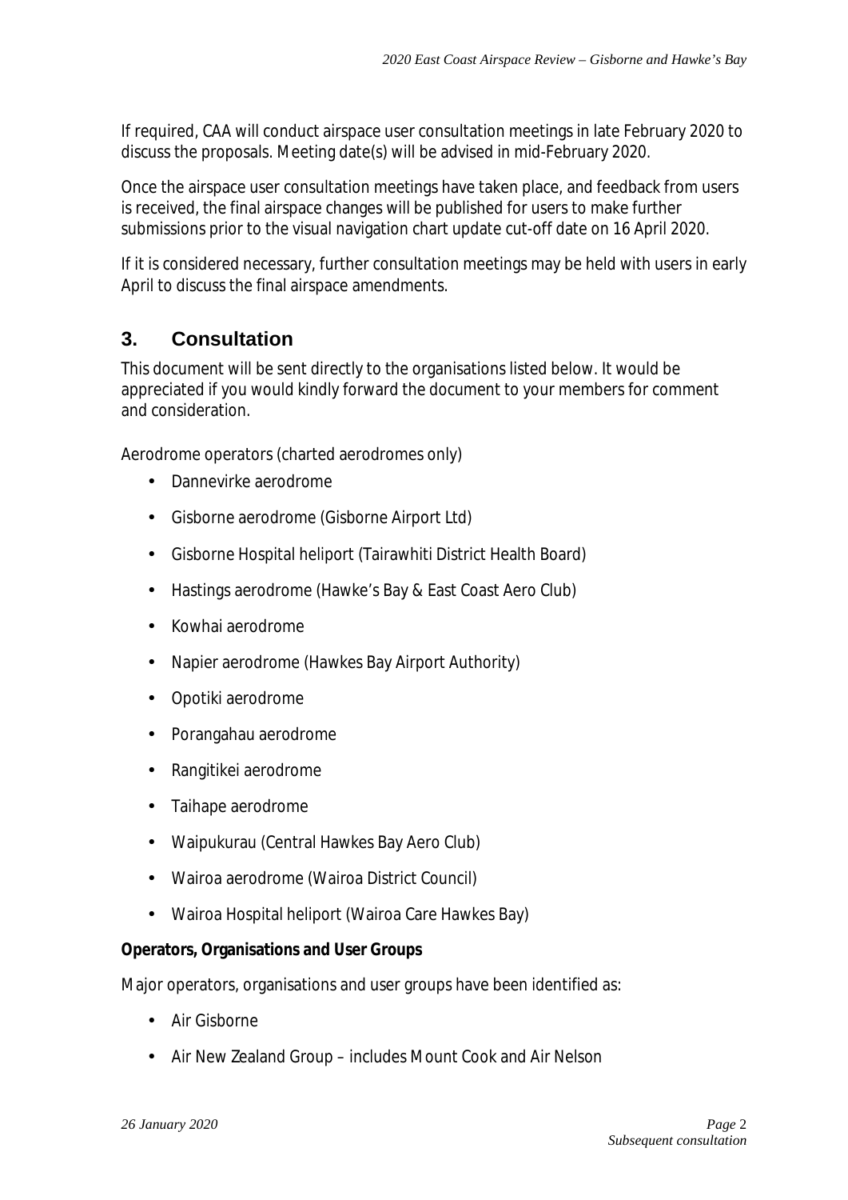If required, CAA will conduct airspace user consultation meetings in late February 2020 to discuss the proposals. Meeting date(s) will be advised in mid-February 2020.

Once the airspace user consultation meetings have taken place, and feedback from users is received, the final airspace changes will be published for users to make further submissions prior to the visual navigation chart update cut-off date on 16 April 2020.

If it is considered necessary, further consultation meetings may be held with users in early April to discuss the final airspace amendments.

## 3. Consultation

This document will be sent directly to the organisations listed below. It would be appreciated if you would kindly forward the document to your members for comment and consideration.

Aerodrome operators (charted aerodromes only)

- Dannevirke aerodrome
- Gisborne aerodrome (Gisborne Airport Ltd)
- Gisborne Hospital heliport (Tairawhiti District Health Board)
- Hastings aerodrome (Hawke's Bay & East Coast Aero Club)
- Kowhai aerodrome
- Napier aerodrome (Hawkes Bay Airport Authority)
- Opotiki aerodrome
- Porangahau aerodrome
- Rangitikei aerodrome
- Taihape aerodrome
- Waipukurau (Central Hawkes Bay Aero Club)
- Wairoa aerodrome (Wairoa District Council)
- Wairoa Hospital heliport (Wairoa Care Hawkes Bay)

**Operators, Organisations and User Groups**

Major operators, organisations and user groups have been identified as:

- Air Gisborne
- Air New Zealand Group – includes Mount Cook and Air Nelson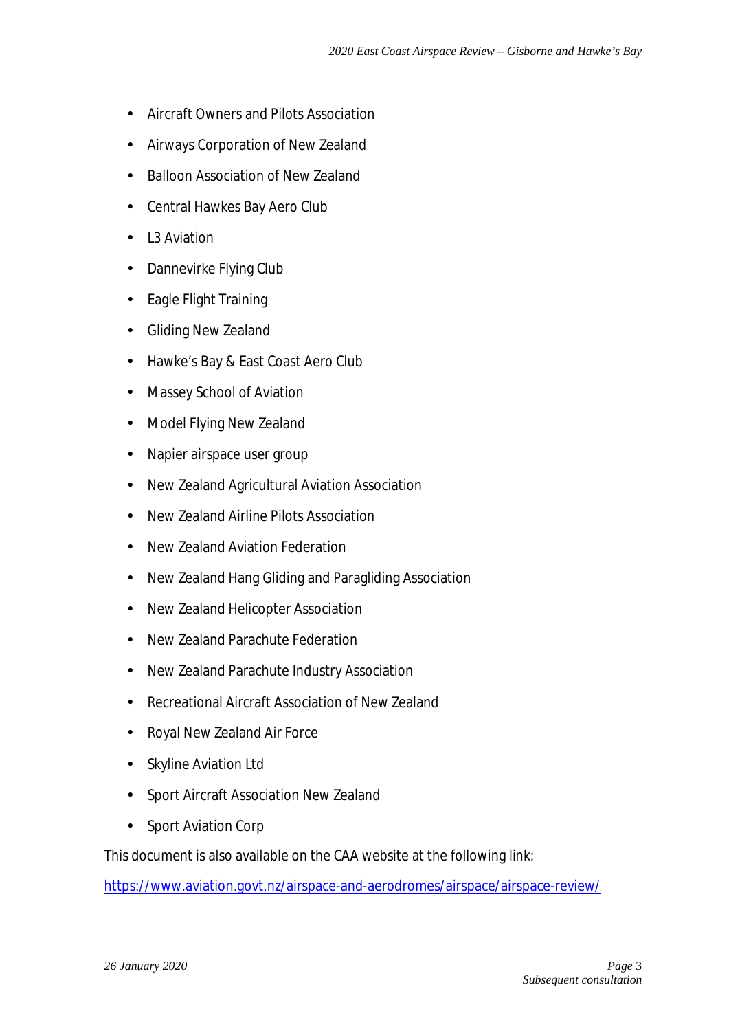- Aircraft Owners and Pilots Association
- Airways Corporation of New Zealand
- Balloon Association of New Zealand
- Central Hawkes Bay Aero Club
- L3 Aviation
- Dannevirke Flying Club
- Eagle Flight Training
- Gliding New Zealand
- Hawke's Bay & East Coast Aero Club
- Massey School of Aviation
- Model Flying New Zealand
- Napier airspace user group
- New Zealand Agricultural Aviation Association
- New Zealand Airline Pilots Association
- New Zealand Aviation Federation
- New Zealand Hang Gliding and Paragliding Association
- New Zealand Helicopter Association
- New Zealand Parachute Federation
- New Zealand Parachute Industry Association
- Recreational Aircraft Association of New Zealand
- Royal New Zealand Air Force
- Skyline Aviation Ltd
- Sport Aircraft Association New Zealand
- Sport Aviation Corp

This document is also available on the CAA website at the following link:

https://www.aviation.govt.nz/airspace-and-aerodromes/airspace/airspace-review/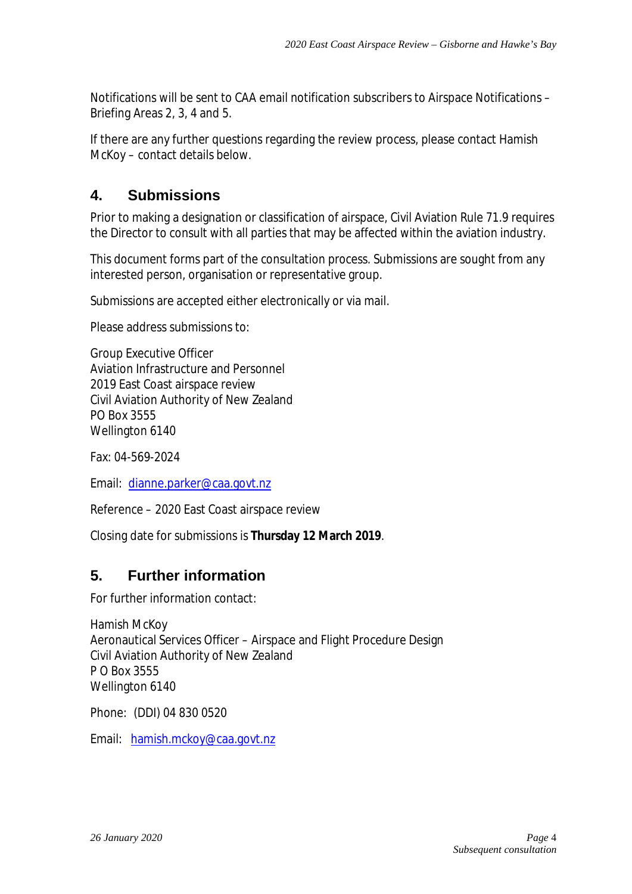Notifications will be sent to CAA email notification subscribers to Airspace Notifications – Briefing Areas 2, 3, 4 and 5.

If there are any further questions regarding the review process, please contact Hamish McKoy – contact details below.

## 4. Submissions

Prior to making a designation or classification of airspace, Civil Aviation Rule 71.9 requires the Director to consult with all parties that may be affected within the aviation industry.

This document forms part of the consultation process. Submissions are sought from any interested person, organisation or representative group.

Submissions are accepted either electronically or via mail.

Please address submissions to:

Group Executive Officer
Aviation Infrastructure and Personnel
2019 East Coast airspace review
Civil Aviation Authority of New Zealand
PO Box 3555
Wellington 6140

Fax: 04-569-2024

Email: dianne.parker@caa.govt.nz

Reference – 2020 East Coast airspace review

Closing date for submissions is **Thursday 12 March 2019**.

## 5. Further information

For further information contact:

Hamish McKoy
Aeronautical Services Officer – Airspace and Flight Procedure Design
Civil Aviation Authority of New Zealand
P O Box 3555
Wellington 6140

Phone: (DDI) 04 830 0520

Email: hamish.mckoy@caa.govt.nz